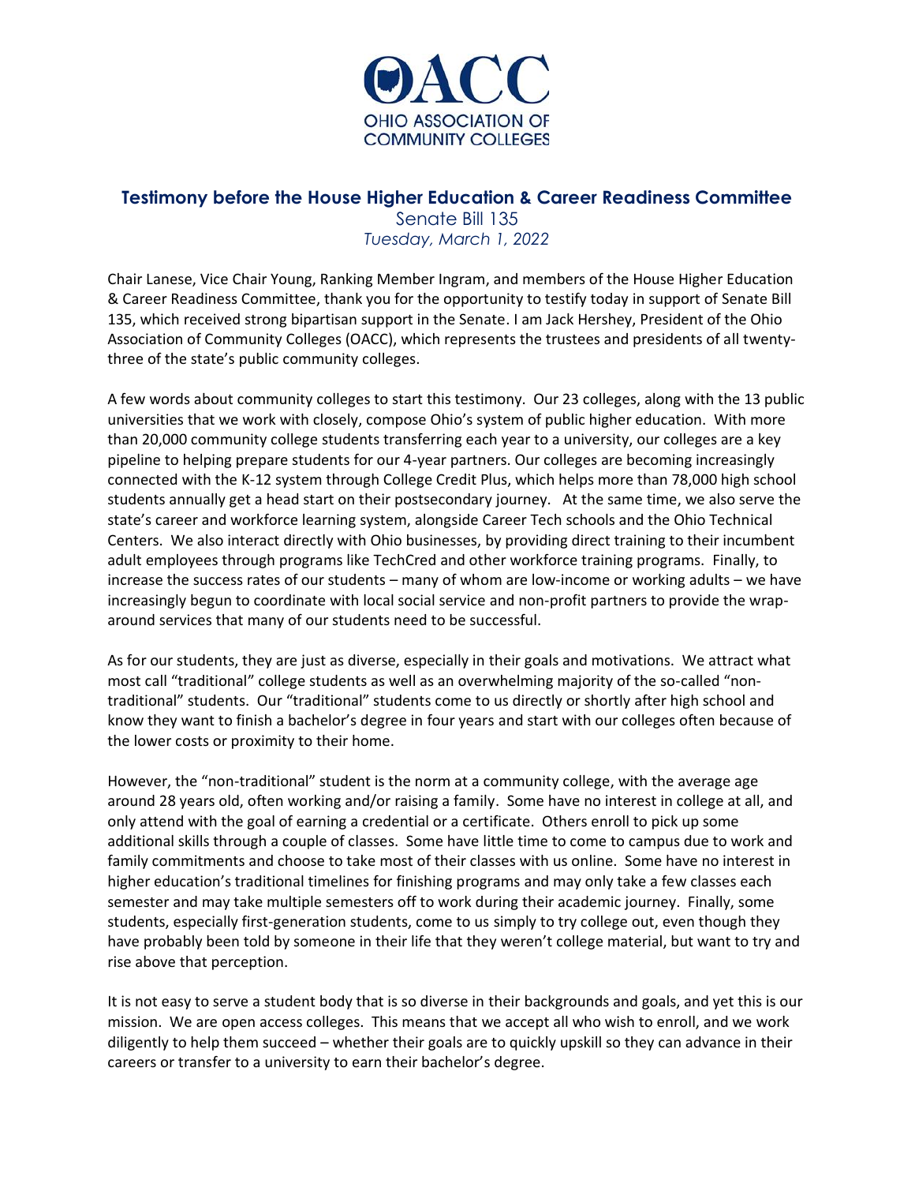OACC
OHIO ASSOCIATION OF COMMUNITY COLLEGES

# Testimony before the House Higher Education & Career Readiness Committee

Senate Bill 135

*Tuesday, March 1, 2022*

Chair Lanese, Vice Chair Young, Ranking Member Ingram, and members of the House Higher Education & Career Readiness Committee, thank you for the opportunity to testify today in support of Senate Bill 135, which received strong bipartisan support in the Senate. I am Jack Hershey, President of the Ohio Association of Community Colleges (OACC), which represents the trustees and presidents of all twenty-three of the state's public community colleges.

A few words about community colleges to start this testimony. Our 23 colleges, along with the 13 public universities that we work with closely, compose Ohio's system of public higher education. With more than 20,000 community college students transferring each year to a university, our colleges are a key pipeline to helping prepare students for our 4-year partners. Our colleges are becoming increasingly connected with the K-12 system through College Credit Plus, which helps more than 78,000 high school students annually get a head start on their postsecondary journey. At the same time, we also serve the state's career and workforce learning system, alongside Career Tech schools and the Ohio Technical Centers. We also interact directly with Ohio businesses, by providing direct training to their incumbent adult employees through programs like TechCred and other workforce training programs. Finally, to increase the success rates of our students – many of whom are low-income or working adults – we have increasingly begun to coordinate with local social service and non-profit partners to provide the wrap-around services that many of our students need to be successful.

As for our students, they are just as diverse, especially in their goals and motivations. We attract what most call "traditional" college students as well as an overwhelming majority of the so-called "non-traditional" students. Our "traditional" students come to us directly or shortly after high school and know they want to finish a bachelor's degree in four years and start with our colleges often because of the lower costs or proximity to their home.

However, the "non-traditional" student is the norm at a community college, with the average age around 28 years old, often working and/or raising a family. Some have no interest in college at all, and only attend with the goal of earning a credential or a certificate. Others enroll to pick up some additional skills through a couple of classes. Some have little time to come to campus due to work and family commitments and choose to take most of their classes with us online. Some have no interest in higher education's traditional timelines for finishing programs and may only take a few classes each semester and may take multiple semesters off to work during their academic journey. Finally, some students, especially first-generation students, come to us simply to try college out, even though they have probably been told by someone in their life that they weren't college material, but want to try and rise above that perception.

It is not easy to serve a student body that is so diverse in their backgrounds and goals, and yet this is our mission. We are open access colleges. This means that we accept all who wish to enroll, and we work diligently to help them succeed – whether their goals are to quickly upskill so they can advance in their careers or transfer to a university to earn their bachelor's degree.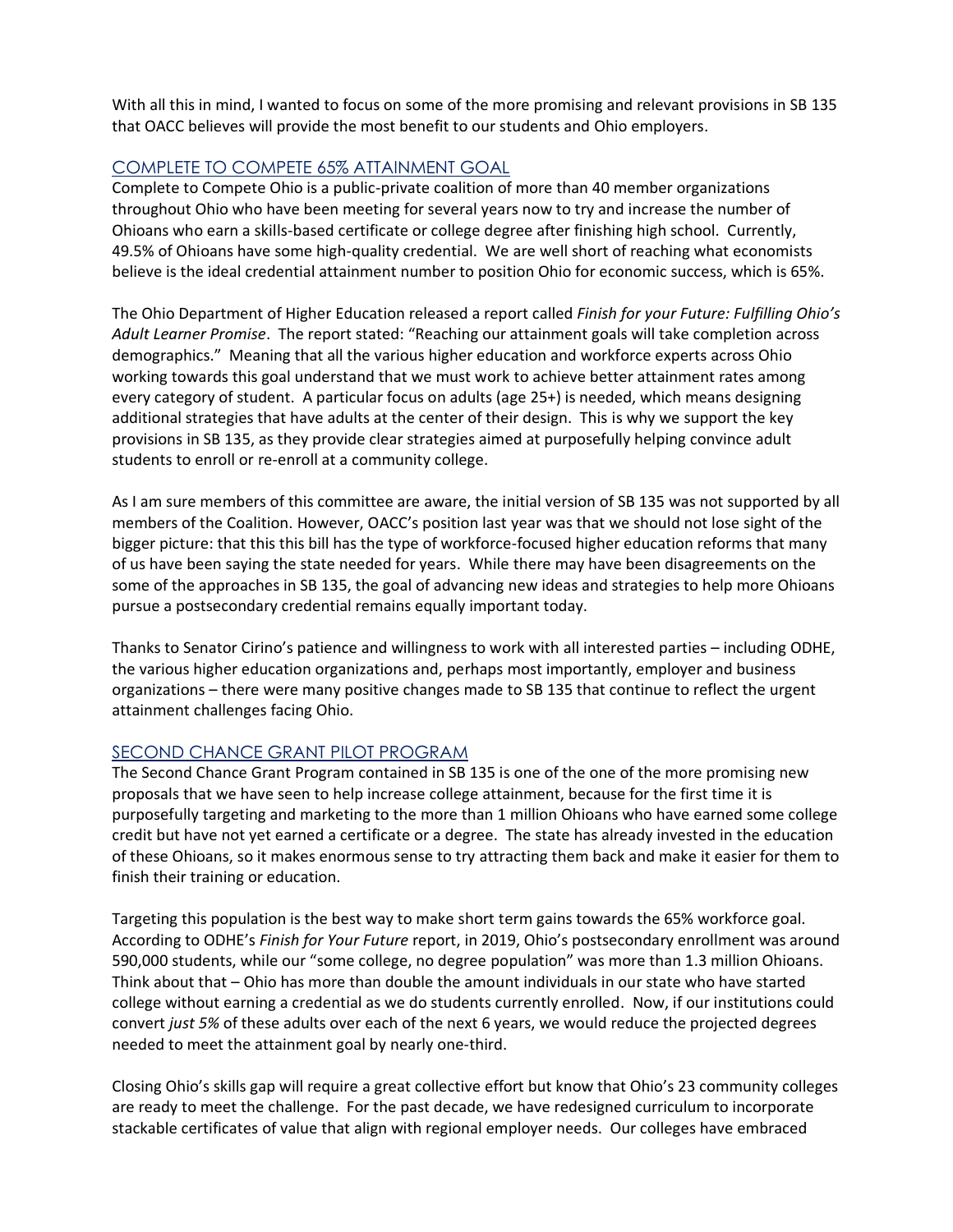With all this in mind, I wanted to focus on some of the more promising and relevant provisions in SB 135 that OACC believes will provide the most benefit to our students and Ohio employers.

## COMPLETE TO COMPETE 65% ATTAINMENT GOAL

Complete to Compete Ohio is a public-private coalition of more than 40 member organizations throughout Ohio who have been meeting for several years now to try and increase the number of Ohioans who earn a skills-based certificate or college degree after finishing high school. Currently, 49.5% of Ohioans have some high-quality credential. We are well short of reaching what economists believe is the ideal credential attainment number to position Ohio for economic success, which is 65%.

The Ohio Department of Higher Education released a report called *Finish for your Future: Fulfilling Ohio's Adult Learner Promise*. The report stated: "Reaching our attainment goals will take completion across demographics." Meaning that all the various higher education and workforce experts across Ohio working towards this goal understand that we must work to achieve better attainment rates among every category of student. A particular focus on adults (age 25+) is needed, which means designing additional strategies that have adults at the center of their design. This is why we support the key provisions in SB 135, as they provide clear strategies aimed at purposefully helping convince adult students to enroll or re-enroll at a community college.

As I am sure members of this committee are aware, the initial version of SB 135 was not supported by all members of the Coalition. However, OACC's position last year was that we should not lose sight of the bigger picture: that this this bill has the type of workforce-focused higher education reforms that many of us have been saying the state needed for years. While there may have been disagreements on the some of the approaches in SB 135, the goal of advancing new ideas and strategies to help more Ohioans pursue a postsecondary credential remains equally important today.

Thanks to Senator Cirino's patience and willingness to work with all interested parties – including ODHE, the various higher education organizations and, perhaps most importantly, employer and business organizations – there were many positive changes made to SB 135 that continue to reflect the urgent attainment challenges facing Ohio.

## SECOND CHANCE GRANT PILOT PROGRAM

The Second Chance Grant Program contained in SB 135 is one of the one of the more promising new proposals that we have seen to help increase college attainment, because for the first time it is purposefully targeting and marketing to the more than 1 million Ohioans who have earned some college credit but have not yet earned a certificate or a degree. The state has already invested in the education of these Ohioans, so it makes enormous sense to try attracting them back and make it easier for them to finish their training or education.

Targeting this population is the best way to make short term gains towards the 65% workforce goal. According to ODHE's *Finish for Your Future* report, in 2019, Ohio's postsecondary enrollment was around 590,000 students, while our "some college, no degree population" was more than 1.3 million Ohioans. Think about that – Ohio has more than double the amount individuals in our state who have started college without earning a credential as we do students currently enrolled. Now, if our institutions could convert *just 5%* of these adults over each of the next 6 years, we would reduce the projected degrees needed to meet the attainment goal by nearly one-third.

Closing Ohio's skills gap will require a great collective effort but know that Ohio's 23 community colleges are ready to meet the challenge. For the past decade, we have redesigned curriculum to incorporate stackable certificates of value that align with regional employer needs. Our colleges have embraced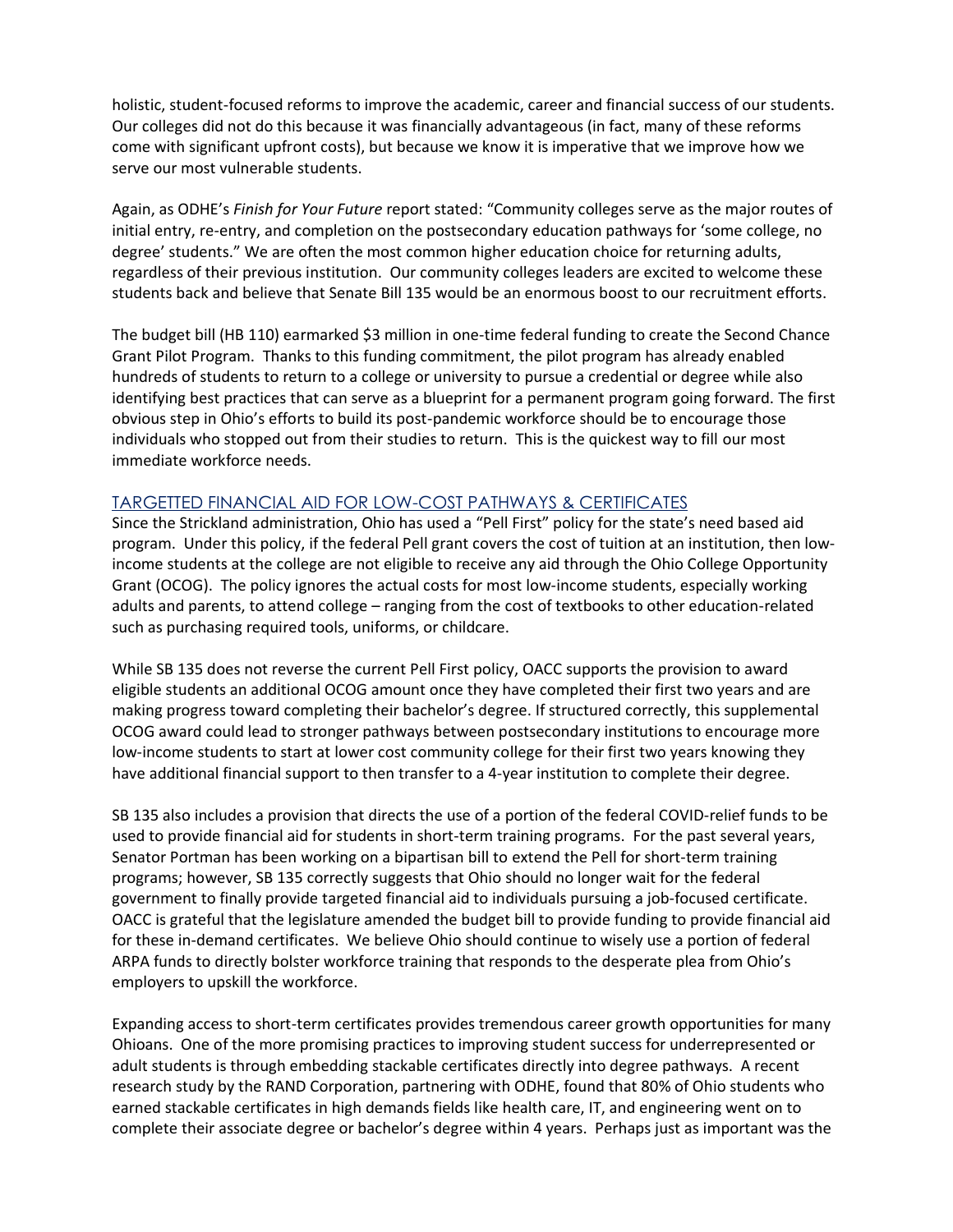holistic, student-focused reforms to improve the academic, career and financial success of our students. Our colleges did not do this because it was financially advantageous (in fact, many of these reforms come with significant upfront costs), but because we know it is imperative that we improve how we serve our most vulnerable students.

Again, as ODHE's *Finish for Your Future* report stated: "Community colleges serve as the major routes of initial entry, re-entry, and completion on the postsecondary education pathways for 'some college, no degree' students." We are often the most common higher education choice for returning adults, regardless of their previous institution. Our community colleges leaders are excited to welcome these students back and believe that Senate Bill 135 would be an enormous boost to our recruitment efforts.

The budget bill (HB 110) earmarked $3 million in one-time federal funding to create the Second Chance Grant Pilot Program. Thanks to this funding commitment, the pilot program has already enabled hundreds of students to return to a college or university to pursue a credential or degree while also identifying best practices that can serve as a blueprint for a permanent program going forward. The first obvious step in Ohio's efforts to build its post-pandemic workforce should be to encourage those individuals who stopped out from their studies to return. This is the quickest way to fill our most immediate workforce needs.

## TARGETTED FINANCIAL AID FOR LOW-COST PATHWAYS & CERTIFICATES

Since the Strickland administration, Ohio has used a "Pell First" policy for the state's need based aid program. Under this policy, if the federal Pell grant covers the cost of tuition at an institution, then low-income students at the college are not eligible to receive any aid through the Ohio College Opportunity Grant (OCOG). The policy ignores the actual costs for most low-income students, especially working adults and parents, to attend college – ranging from the cost of textbooks to other education-related such as purchasing required tools, uniforms, or childcare.

While SB 135 does not reverse the current Pell First policy, OACC supports the provision to award eligible students an additional OCOG amount once they have completed their first two years and are making progress toward completing their bachelor's degree. If structured correctly, this supplemental OCOG award could lead to stronger pathways between postsecondary institutions to encourage more low-income students to start at lower cost community college for their first two years knowing they have additional financial support to then transfer to a 4-year institution to complete their degree.

SB 135 also includes a provision that directs the use of a portion of the federal COVID-relief funds to be used to provide financial aid for students in short-term training programs. For the past several years, Senator Portman has been working on a bipartisan bill to extend the Pell for short-term training programs; however, SB 135 correctly suggests that Ohio should no longer wait for the federal government to finally provide targeted financial aid to individuals pursuing a job-focused certificate. OACC is grateful that the legislature amended the budget bill to provide funding to provide financial aid for these in-demand certificates. We believe Ohio should continue to wisely use a portion of federal ARPA funds to directly bolster workforce training that responds to the desperate plea from Ohio's employers to upskill the workforce.

Expanding access to short-term certificates provides tremendous career growth opportunities for many Ohioans. One of the more promising practices to improving student success for underrepresented or adult students is through embedding stackable certificates directly into degree pathways. A recent research study by the RAND Corporation, partnering with ODHE, found that 80% of Ohio students who earned stackable certificates in high demands fields like health care, IT, and engineering went on to complete their associate degree or bachelor's degree within 4 years. Perhaps just as important was the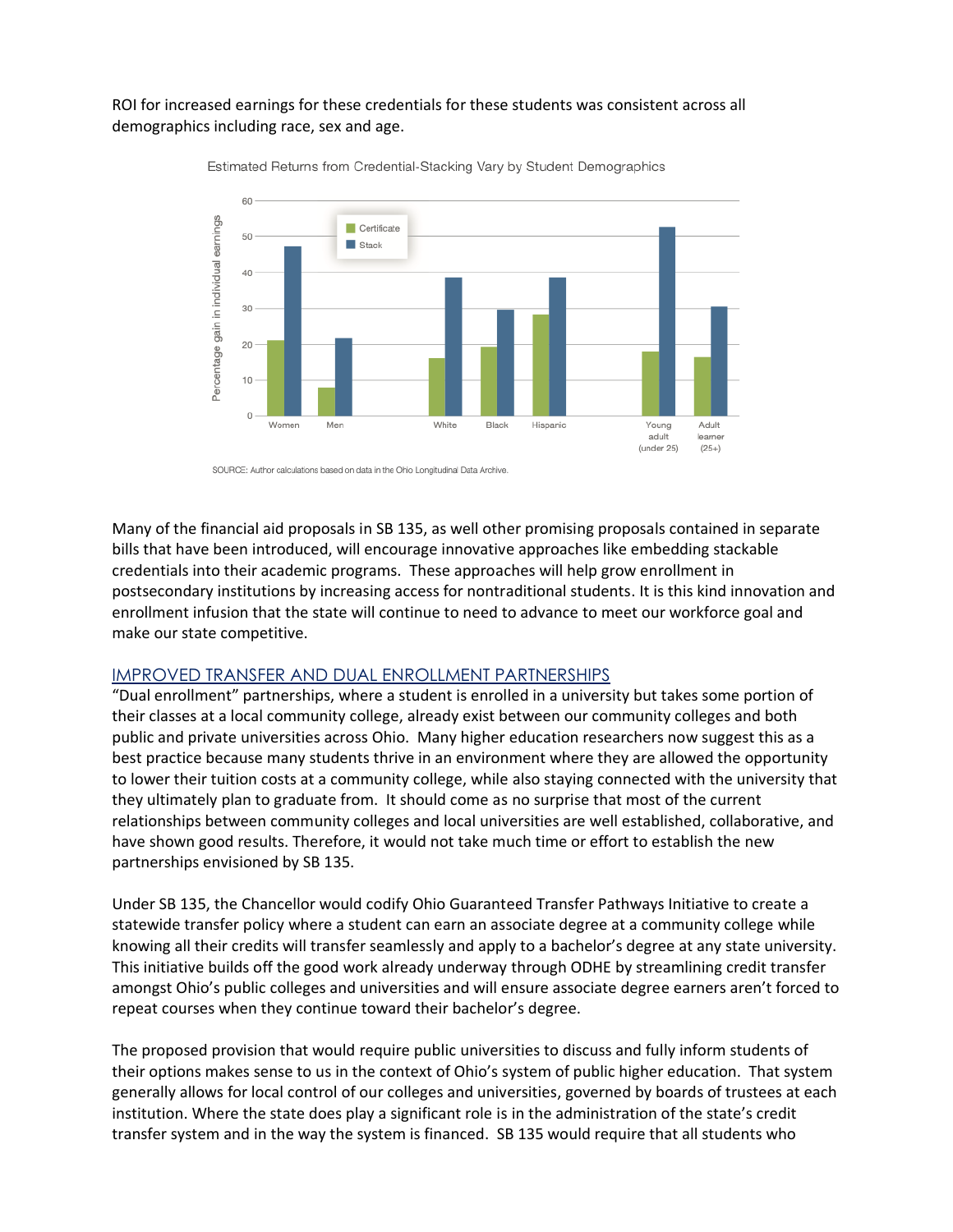ROI for increased earnings for these credentials for these students was consistent across all demographics including race, sex and age.

Estimated Returns from Credential-Stacking Vary by Student Demographics

SOURCE: Author calculations based on data in the Ohio Longitudinal Data Archive.

Many of the financial aid proposals in SB 135, as well other promising proposals contained in separate bills that have been introduced, will encourage innovative approaches like embedding stackable credentials into their academic programs. These approaches will help grow enrollment in postsecondary institutions by increasing access for nontraditional students. It is this kind innovation and enrollment infusion that the state will continue to need to advance to meet our workforce goal and make our state competitive.

## IMPROVED TRANSFER AND DUAL ENROLLMENT PARTNERSHIPS

"Dual enrollment" partnerships, where a student is enrolled in a university but takes some portion of their classes at a local community college, already exist between our community colleges and both public and private universities across Ohio. Many higher education researchers now suggest this as a best practice because many students thrive in an environment where they are allowed the opportunity to lower their tuition costs at a community college, while also staying connected with the university that they ultimately plan to graduate from. It should come as no surprise that most of the current relationships between community colleges and local universities are well established, collaborative, and have shown good results. Therefore, it would not take much time or effort to establish the new partnerships envisioned by SB 135.

Under SB 135, the Chancellor would codify Ohio Guaranteed Transfer Pathways Initiative to create a statewide transfer policy where a student can earn an associate degree at a community college while knowing all their credits will transfer seamlessly and apply to a bachelor's degree at any state university. This initiative builds off the good work already underway through ODHE by streamlining credit transfer amongst Ohio's public colleges and universities and will ensure associate degree earners aren't forced to repeat courses when they continue toward their bachelor's degree.

The proposed provision that would require public universities to discuss and fully inform students of their options makes sense to us in the context of Ohio's system of public higher education. That system generally allows for local control of our colleges and universities, governed by boards of trustees at each institution. Where the state does play a significant role is in the administration of the state's credit transfer system and in the way the system is financed. SB 135 would require that all students who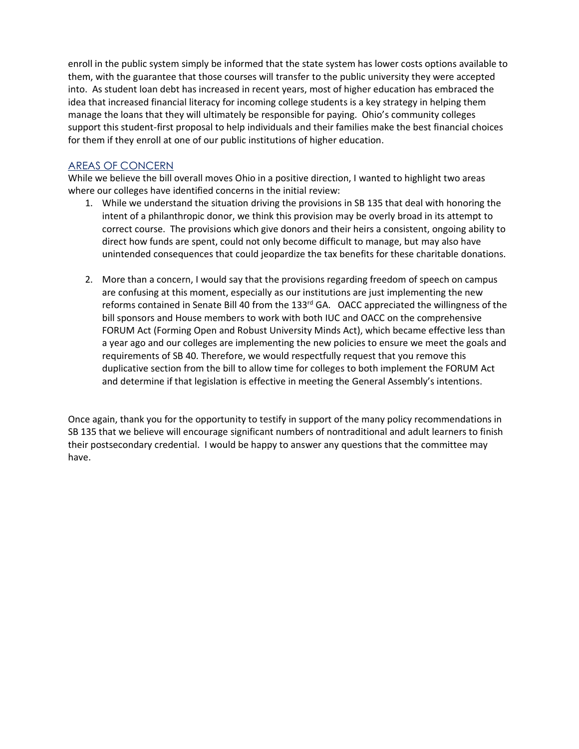enroll in the public system simply be informed that the state system has lower costs options available to them, with the guarantee that those courses will transfer to the public university they were accepted into. As student loan debt has increased in recent years, most of higher education has embraced the idea that increased financial literacy for incoming college students is a key strategy in helping them manage the loans that they will ultimately be responsible for paying. Ohio's community colleges support this student-first proposal to help individuals and their families make the best financial choices for them if they enroll at one of our public institutions of higher education.

## AREAS OF CONCERN

While we believe the bill overall moves Ohio in a positive direction, I wanted to highlight two areas where our colleges have identified concerns in the initial review:

1. While we understand the situation driving the provisions in SB 135 that deal with honoring the intent of a philanthropic donor, we think this provision may be overly broad in its attempt to correct course. The provisions which give donors and their heirs a consistent, ongoing ability to direct how funds are spent, could not only become difficult to manage, but may also have unintended consequences that could jeopardize the tax benefits for these charitable donations.

2. More than a concern, I would say that the provisions regarding freedom of speech on campus are confusing at this moment, especially as our institutions are just implementing the new reforms contained in Senate Bill 40 from the 133rd GA. OACC appreciated the willingness of the bill sponsors and House members to work with both IUC and OACC on the comprehensive FORUM Act (Forming Open and Robust University Minds Act), which became effective less than a year ago and our colleges are implementing the new policies to ensure we meet the goals and requirements of SB 40. Therefore, we would respectfully request that you remove this duplicative section from the bill to allow time for colleges to both implement the FORUM Act and determine if that legislation is effective in meeting the General Assembly's intentions.

Once again, thank you for the opportunity to testify in support of the many policy recommendations in SB 135 that we believe will encourage significant numbers of nontraditional and adult learners to finish their postsecondary credential. I would be happy to answer any questions that the committee may have.